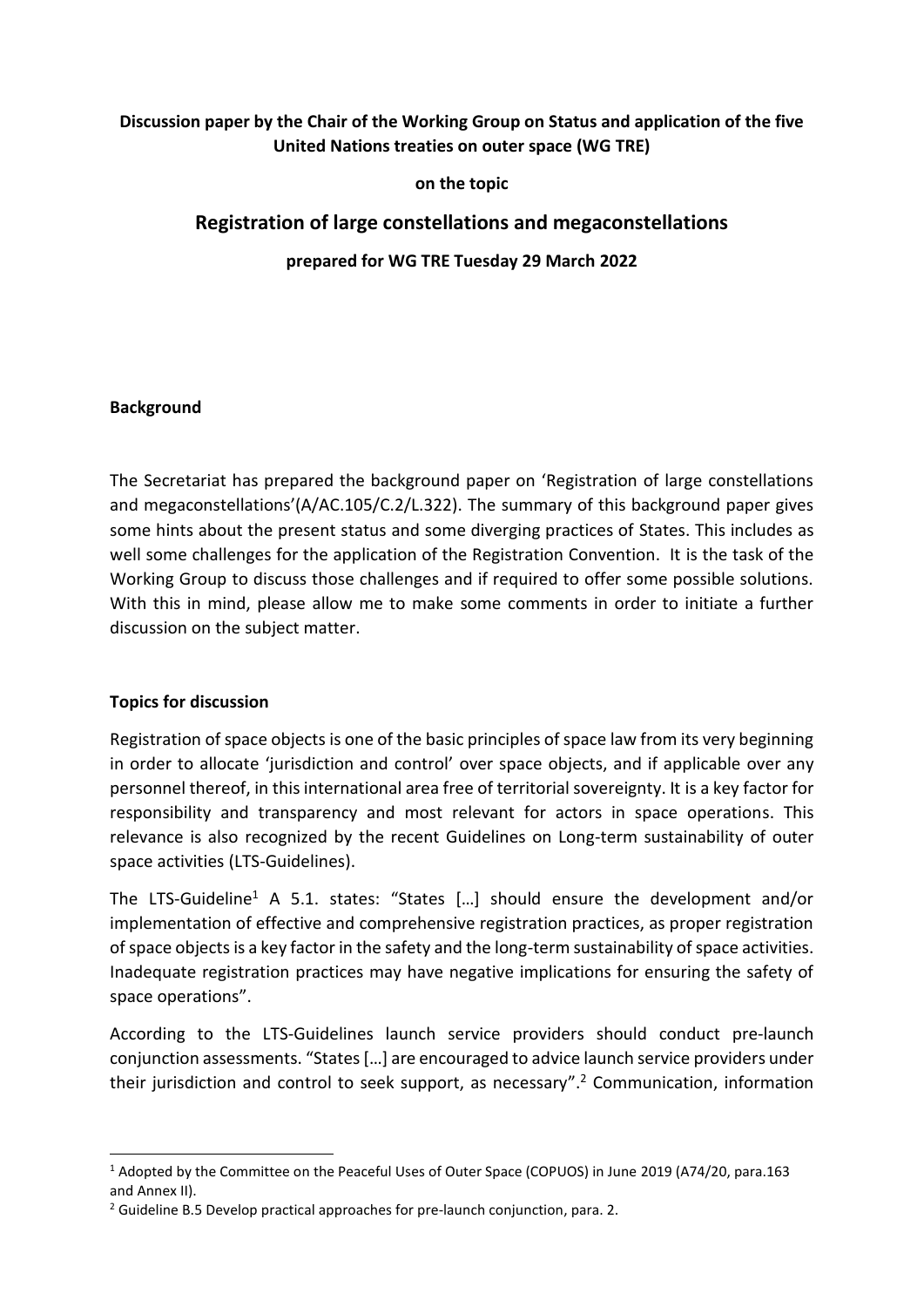**Discussion paper by the Chair of the Working Group on Status and application of the five United Nations treaties on outer space (WG TRE)**

**on the topic**

# Registration of large constellations and megaconstellations

**prepared for WG TRE Tuesday 29 March 2022**

## Background

The Secretariat has prepared the background paper on 'Registration of large constellations and megaconstellations'(A/AC.105/C.2/L.322). The summary of this background paper gives some hints about the present status and some diverging practices of States. This includes as well some challenges for the application of the Registration Convention. It is the task of the Working Group to discuss those challenges and if required to offer some possible solutions. With this in mind, please allow me to make some comments in order to initiate a further discussion on the subject matter.

## Topics for discussion

Registration of space objects is one of the basic principles of space law from its very beginning in order to allocate 'jurisdiction and control' over space objects, and if applicable over any personnel thereof, in this international area free of territorial sovereignty. It is a key factor for responsibility and transparency and most relevant for actors in space operations. This relevance is also recognized by the recent Guidelines on Long-term sustainability of outer space activities (LTS-Guidelines).

The LTS-Guideline[1] A 5.1. states: "States […] should ensure the development and/or implementation of effective and comprehensive registration practices, as proper registration of space objects is a key factor in the safety and the long-term sustainability of space activities. Inadequate registration practices may have negative implications for ensuring the safety of space operations".

According to the LTS-Guidelines launch service providers should conduct pre-launch conjunction assessments. "States […] are encouraged to advice launch service providers under their jurisdiction and control to seek support, as necessary".[2] Communication, information

---

[1] Adopted by the Committee on the Peaceful Uses of Outer Space (COPUOS) in June 2019 (A74/20, para.163 and Annex II).

[2] Guideline B.5 Develop practical approaches for pre-launch conjunction, para. 2.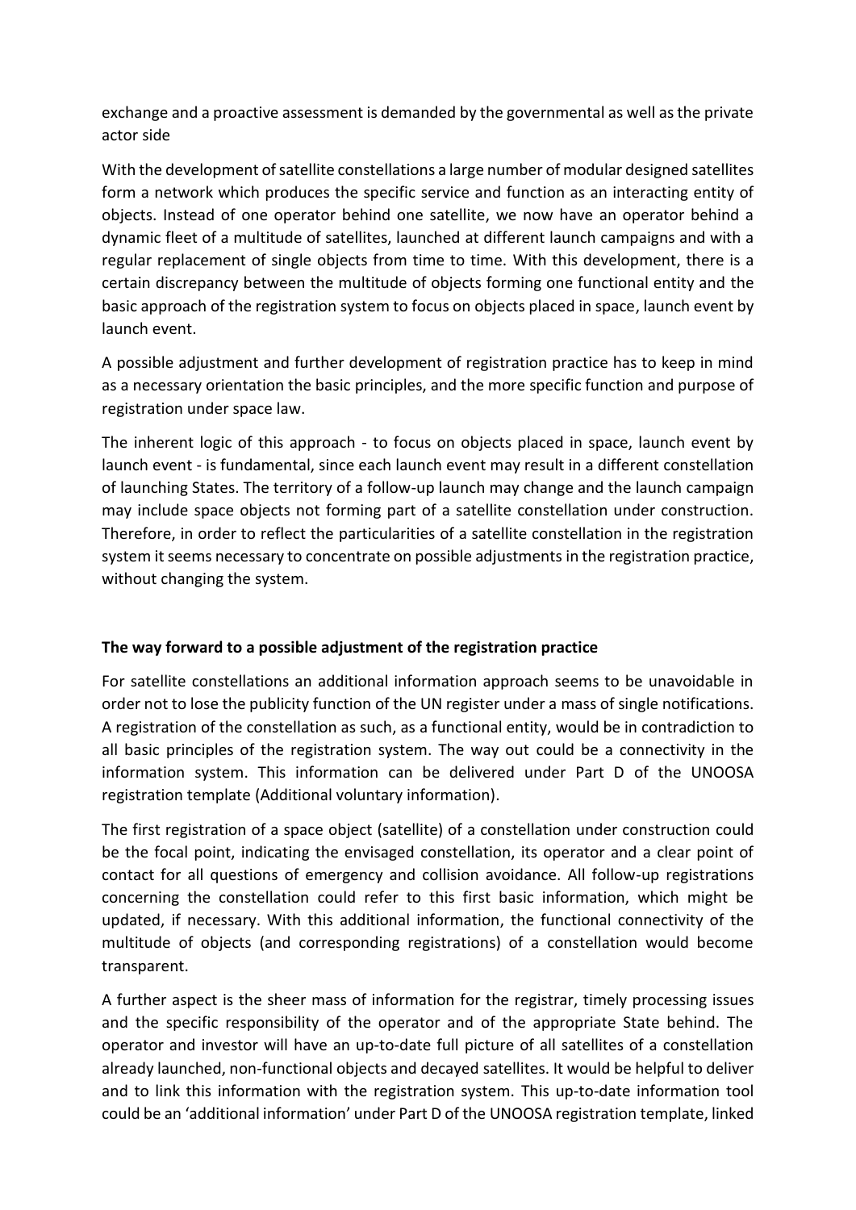exchange and a proactive assessment is demanded by the governmental as well as the private actor side

With the development of satellite constellations a large number of modular designed satellites form a network which produces the specific service and function as an interacting entity of objects. Instead of one operator behind one satellite, we now have an operator behind a dynamic fleet of a multitude of satellites, launched at different launch campaigns and with a regular replacement of single objects from time to time. With this development, there is a certain discrepancy between the multitude of objects forming one functional entity and the basic approach of the registration system to focus on objects placed in space, launch event by launch event.

A possible adjustment and further development of registration practice has to keep in mind as a necessary orientation the basic principles, and the more specific function and purpose of registration under space law.

The inherent logic of this approach - to focus on objects placed in space, launch event by launch event - is fundamental, since each launch event may result in a different constellation of launching States. The territory of a follow-up launch may change and the launch campaign may include space objects not forming part of a satellite constellation under construction. Therefore, in order to reflect the particularities of a satellite constellation in the registration system it seems necessary to concentrate on possible adjustments in the registration practice, without changing the system.

**The way forward to a possible adjustment of the registration practice**

For satellite constellations an additional information approach seems to be unavoidable in order not to lose the publicity function of the UN register under a mass of single notifications. A registration of the constellation as such, as a functional entity, would be in contradiction to all basic principles of the registration system. The way out could be a connectivity in the information system. This information can be delivered under Part D of the UNOOSA registration template (Additional voluntary information).

The first registration of a space object (satellite) of a constellation under construction could be the focal point, indicating the envisaged constellation, its operator and a clear point of contact for all questions of emergency and collision avoidance. All follow-up registrations concerning the constellation could refer to this first basic information, which might be updated, if necessary. With this additional information, the functional connectivity of the multitude of objects (and corresponding registrations) of a constellation would become transparent.

A further aspect is the sheer mass of information for the registrar, timely processing issues and the specific responsibility of the operator and of the appropriate State behind. The operator and investor will have an up-to-date full picture of all satellites of a constellation already launched, non-functional objects and decayed satellites. It would be helpful to deliver and to link this information with the registration system. This up-to-date information tool could be an 'additional information' under Part D of the UNOOSA registration template, linked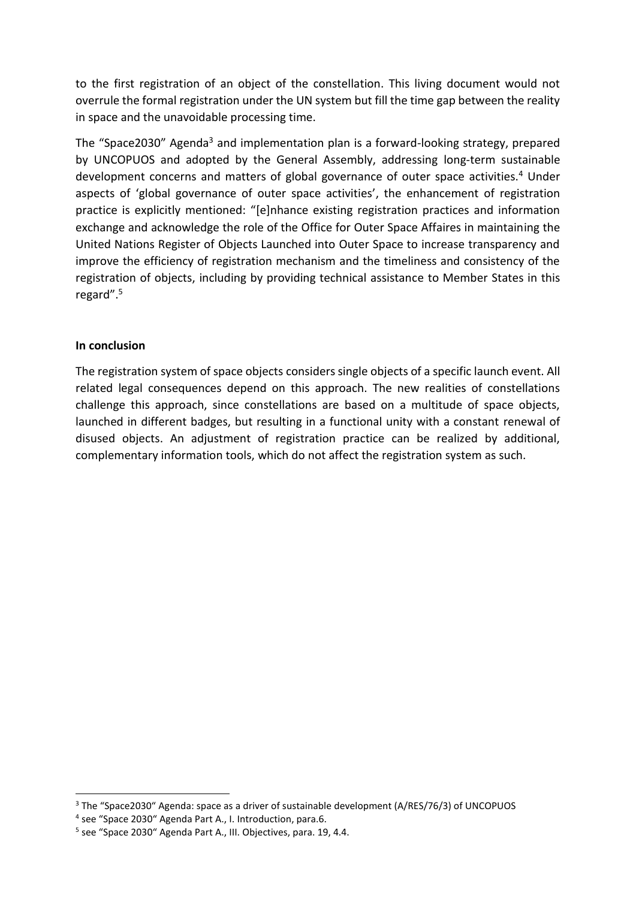to the first registration of an object of the constellation. This living document would not overrule the formal registration under the UN system but fill the time gap between the reality in space and the unavoidable processing time.

The "Space2030" Agenda[3] and implementation plan is a forward-looking strategy, prepared by UNCOPUOS and adopted by the General Assembly, addressing long-term sustainable development concerns and matters of global governance of outer space activities.[4] Under aspects of 'global governance of outer space activities', the enhancement of registration practice is explicitly mentioned: "[e]nhance existing registration practices and information exchange and acknowledge the role of the Office for Outer Space Affaires in maintaining the United Nations Register of Objects Launched into Outer Space to increase transparency and improve the efficiency of registration mechanism and the timeliness and consistency of the registration of objects, including by providing technical assistance to Member States in this regard".[5]

**In conclusion**

The registration system of space objects considers single objects of a specific launch event. All related legal consequences depend on this approach. The new realities of constellations challenge this approach, since constellations are based on a multitude of space objects, launched in different badges, but resulting in a functional unity with a constant renewal of disused objects. An adjustment of registration practice can be realized by additional, complementary information tools, which do not affect the registration system as such.

[3] The "Space2030" Agenda: space as a driver of sustainable development (A/RES/76/3) of UNCOPUOS

[4] see "Space 2030" Agenda Part A., I. Introduction, para.6.

[5] see "Space 2030" Agenda Part A., III. Objectives, para. 19, 4.4.